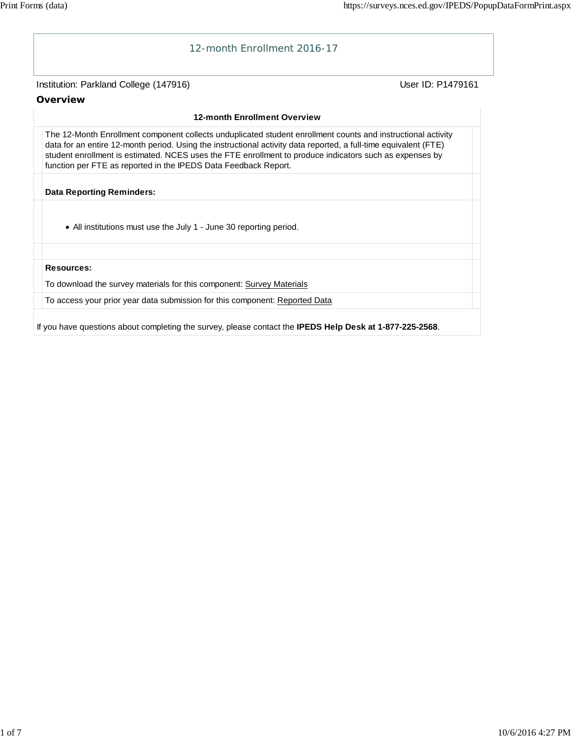# 12-month Enrollment 2016-17

Institution: Parkland College (147916) User ID: P1479161

## Overview

### 12-month Enrollment Overview

The 12-Month Enrollment component collects unduplicated student enrollment counts and instructional activity data for an entire 12-month period. Using the instructional activity data reported, a full-time equivalent (FTE) student enrollment is estimated. NCES uses the FTE enrollment to produce indicators such as expenses by function per FTE as reported in the IPEDS Data Feedback Report.

**Data Reporting Reminders:**

- All institutions must use the July 1 - June 30 reporting period.

**Resources:**

To download the survey materials for this component: Survey Materials

To access your prior year data submission for this component: Reported Data

If you have questions about completing the survey, please contact the **IPEDS Help Desk at 1-877-225-2568**.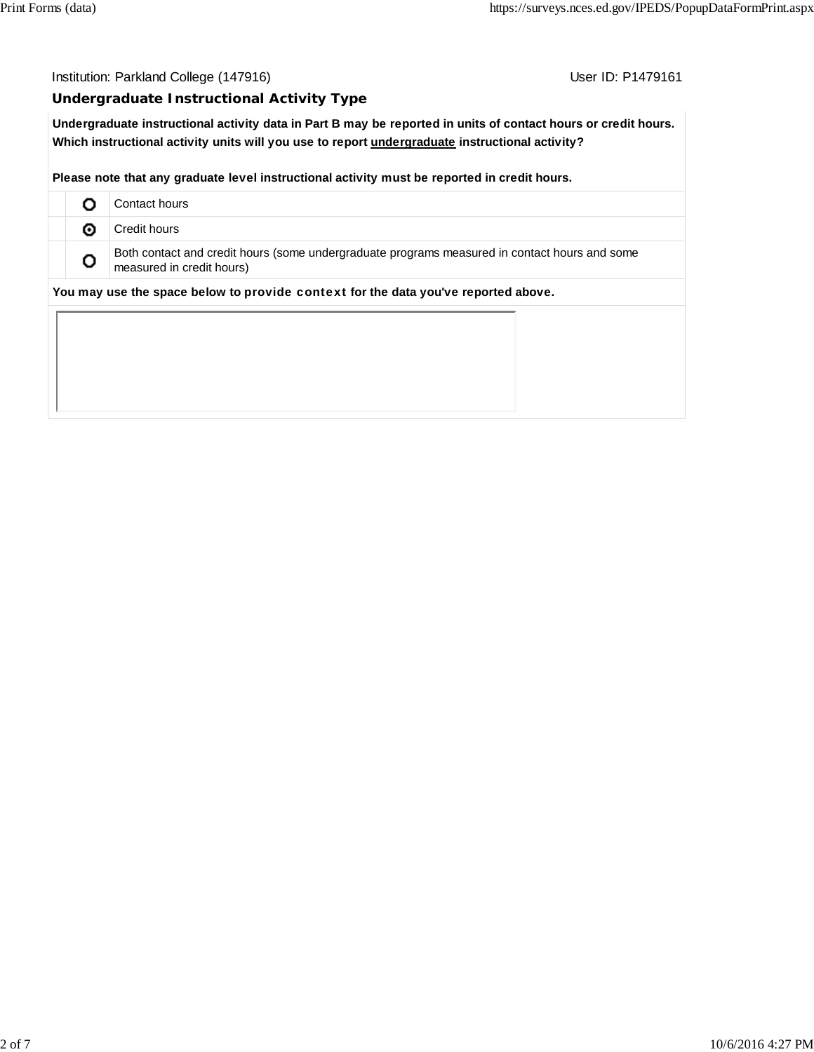Institution: Parkland College (147916) User ID: P1479161

## Undergraduate Instructional Activity Type

**Undergraduate instructional activity data in Part B may be reported in units of contact hours or credit hours. Which instructional activity units will you use to report undergraduate instructional activity?**

**Please note that any graduate level instructional activity must be reported in credit hours.**

| | | |
|---|---|---|
| | ○ | Contact hours |
| | ◉ | Credit hours |
| | ○ | Both contact and credit hours (some undergraduate programs measured in contact hours and some measured in credit hours) |

**You may use the space below to provide context for the data you've reported above.**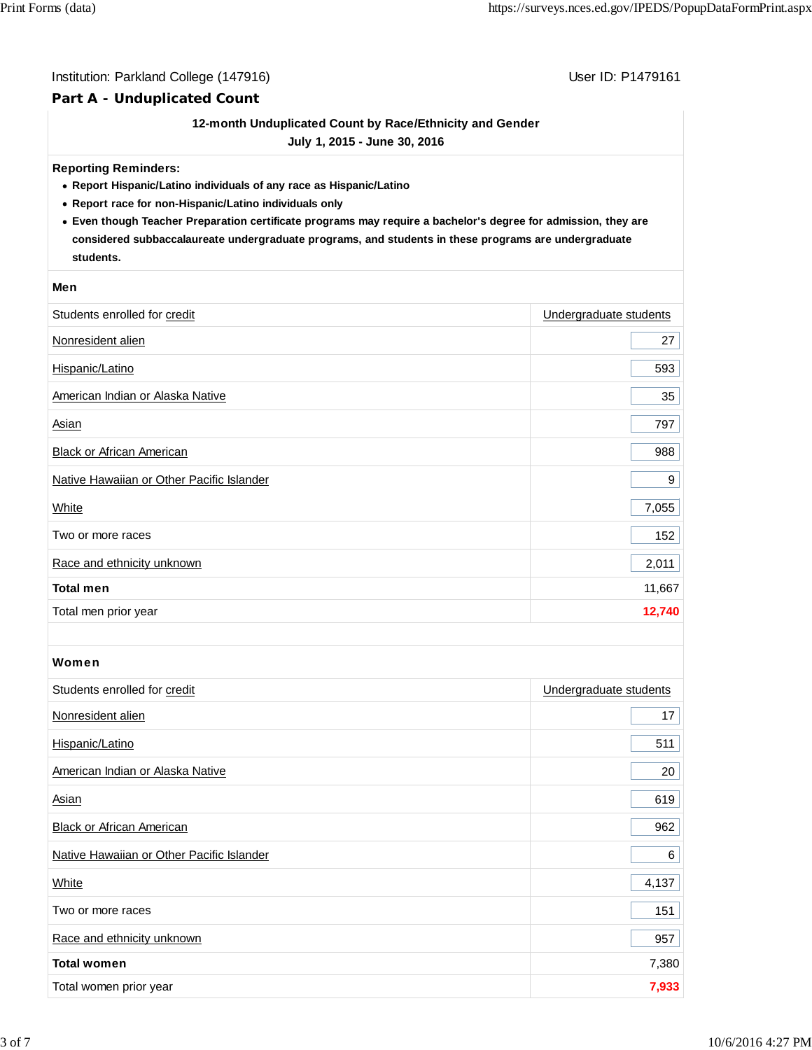Institution: Parkland College (147916) User ID: P1479161

## Part A - Unduplicated Count

**12-month Unduplicated Count by Race/Ethnicity and Gender**
**July 1, 2015 - June 30, 2016**

**Reporting Reminders:**

- **Report Hispanic/Latino individuals of any race as Hispanic/Latino**
- **Report race for non-Hispanic/Latino individuals only**
- **Even though Teacher Preparation certificate programs may require a bachelor's degree for admission, they are considered subbaccalaureate undergraduate programs, and students in these programs are undergraduate students.**

### Men

| Students enrolled for credit | Undergraduate students |
|---|---|
| Nonresident alien | 27 |
| Hispanic/Latino | 593 |
| American Indian or Alaska Native | 35 |
| Asian | 797 |
| Black or African American | 988 |
| Native Hawaiian or Other Pacific Islander | 9 |
| White | 7,055 |
| Two or more races | 152 |
| Race and ethnicity unknown | 2,011 |
| **Total men** | 11,667 |
| Total men prior year | **12,740** |

### Women

| Students enrolled for credit | Undergraduate students |
|---|---|
| Nonresident alien | 17 |
| Hispanic/Latino | 511 |
| American Indian or Alaska Native | 20 |
| Asian | 619 |
| Black or African American | 962 |
| Native Hawaiian or Other Pacific Islander | 6 |
| White | 4,137 |
| Two or more races | 151 |
| Race and ethnicity unknown | 957 |
| **Total women** | 7,380 |
| Total women prior year | **7,933** |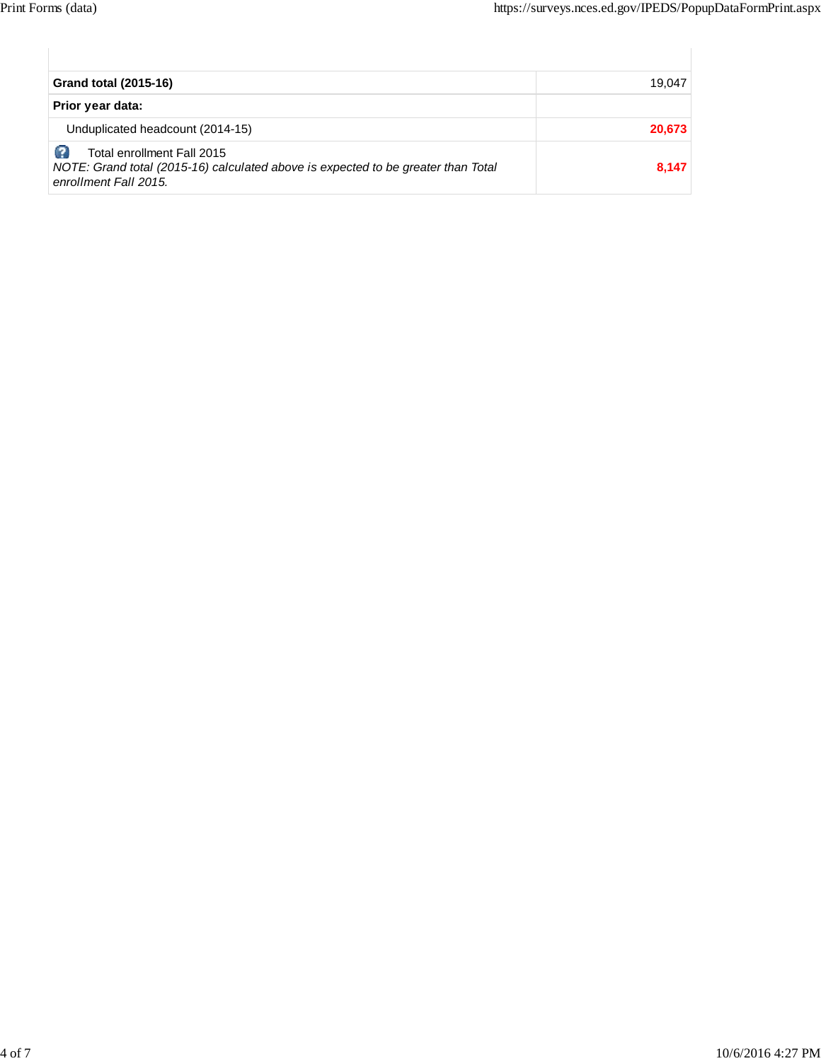| | |
|---|---|
| **Grand total (2015-16)** | 19,047 |
| **Prior year data:** | |
| Unduplicated headcount (2014-15) | **20,673** |
| Total enrollment Fall 2015<br>*NOTE: Grand total (2015-16) calculated above is expected to be greater than Total enrollment Fall 2015.* | **8,147** |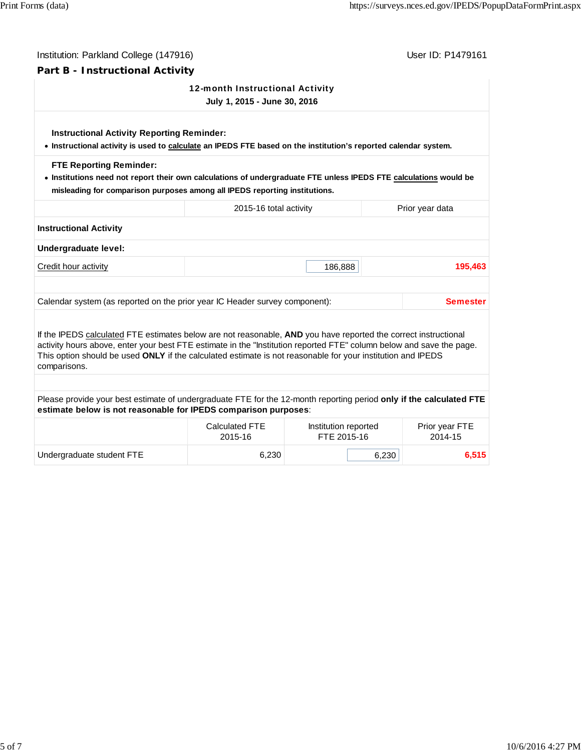Institution: Parkland College (147916)

User ID: P1479161

## Part B - Instructional Activity

### 12-month Instructional Activity
**July 1, 2015 - June 30, 2016**

**Instructional Activity Reporting Reminder:**

- **Instructional activity is used to calculate an IPEDS FTE based on the institution's reported calendar system.**

**FTE Reporting Reminder:**

- **Institutions need not report their own calculations of undergraduate FTE unless IPEDS FTE calculations would be misleading for comparison purposes among all IPEDS reporting institutions.**

| | 2015-16 total activity | Prior year data |
|---|---|---|
| **Instructional Activity** | | |
| **Undergraduate level:** | | |
| Credit hour activity | 186,888 | 195,463 |

| Calendar system (as reported on the prior year IC Header survey component): | Semester |
|---|---|

If the IPEDS calculated FTE estimates below are not reasonable, **AND** you have reported the correct instructional activity hours above, enter your best FTE estimate in the "Institution reported FTE" column below and save the page. This option should be used **ONLY** if the calculated estimate is not reasonable for your institution and IPEDS comparisons.

Please provide your best estimate of undergraduate FTE for the 12-month reporting period **only if the calculated FTE estimate below is not reasonable for IPEDS comparison purposes**:

| | Calculated FTE 2015-16 | Institution reported FTE 2015-16 | Prior year FTE 2014-15 |
|---|---|---|---|
| Undergraduate student FTE | 6,230 | 6,230 | 6,515 |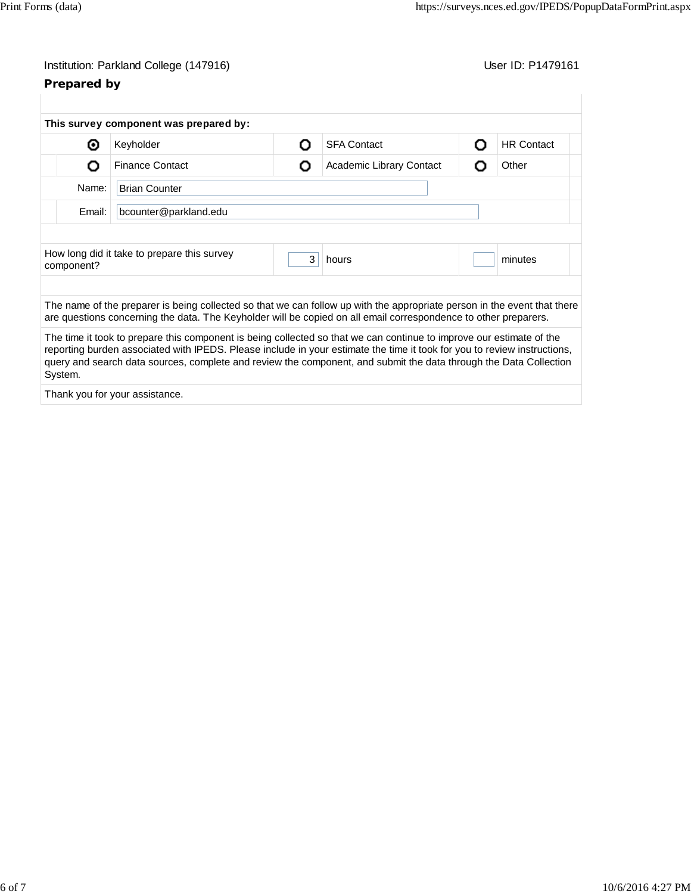Institution: Parkland College (147916) User ID: P1479161

## Prepared by

**This survey component was prepared by:**

| | | | | | |
|---|---|---|---|---|---|
| ◉ | Keyholder | ○ | SFA Contact | ○ | HR Contact |
| ○ | Finance Contact | ○ | Academic Library Contact | ○ | Other |

Name: Brian Counter

Email: bcounter@parkland.edu

| How long did it take to prepare this survey component? | 3 | hours | | minutes |
|---|---|---|---|---|

The name of the preparer is being collected so that we can follow up with the appropriate person in the event that there are questions concerning the data. The Keyholder will be copied on all email correspondence to other preparers.

The time it took to prepare this component is being collected so that we can continue to improve our estimate of the reporting burden associated with IPEDS. Please include in your estimate the time it took for you to review instructions, query and search data sources, complete and review the component, and submit the data through the Data Collection System.

Thank you for your assistance.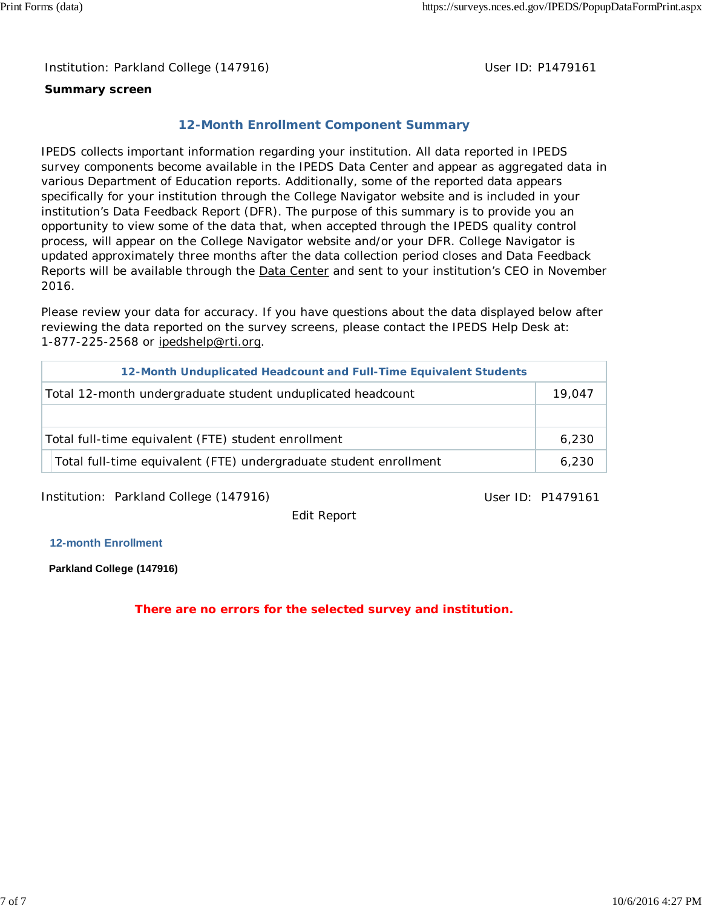Institution: Parkland College (147916) User ID: P1479161

**Summary screen**

## 12-Month Enrollment Component Summary

IPEDS collects important information regarding your institution. All data reported in IPEDS survey components become available in the IPEDS Data Center and appear as aggregated data in various Department of Education reports. Additionally, some of the reported data appears specifically for your institution through the College Navigator website and is included in your institution's Data Feedback Report (DFR). The purpose of this summary is to provide you an opportunity to view some of the data that, when accepted through the IPEDS quality control process, will appear on the College Navigator website and/or your DFR. College Navigator is updated approximately three months after the data collection period closes and Data Feedback Reports will be available through the Data Center and sent to your institution's CEO in November 2016.

Please review your data for accuracy. If you have questions about the data displayed below after reviewing the data reported on the survey screens, please contact the IPEDS Help Desk at: 1-877-225-2568 or ipedshelp@rti.org.

| 12-Month Unduplicated Headcount and Full-Time Equivalent Students | |
|---|---|
| Total 12-month undergraduate student unduplicated headcount | 19,047 |
| | |
| Total full-time equivalent (FTE) student enrollment | 6,230 |
| Total full-time equivalent (FTE) undergraduate student enrollment | 6,230 |

Institution: Parkland College (147916) User ID: P1479161

Edit Report

### 12-month Enrollment

**Parkland College (147916)**

**There are no errors for the selected survey and institution.**